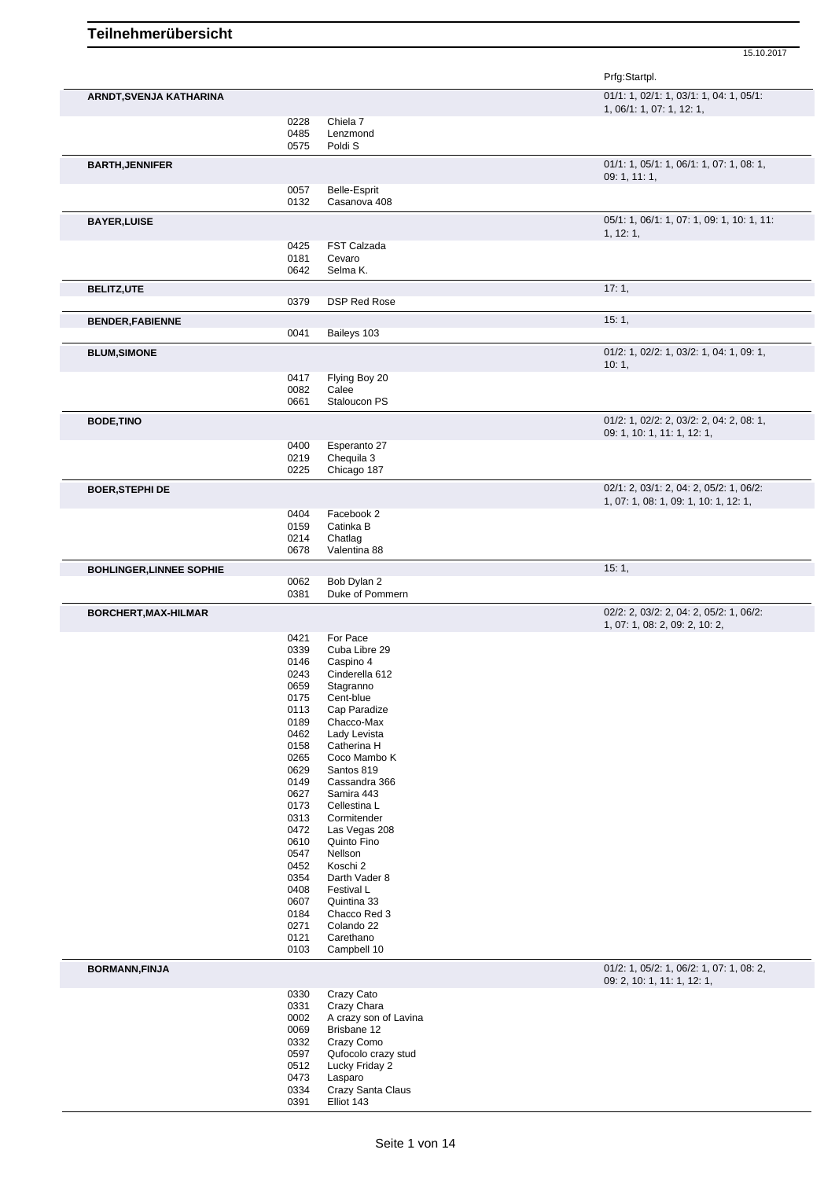# Teilnehmerübersicht

15.10.2017

Prfg:Startpl.

**ARNDT,SVENJA KATHARINA** — 01/1: 1, 02/1: 1, 03/1: 1, 04: 1, 05/1: 1, 06/1: 1, 07: 1, 12: 1,

| | |
|---|---|
| 0228 | Chiela 7 |
| 0485 | Lenzmond |
| 0575 | Poldi S |

**BARTH,JENNIFER** — 01/1: 1, 05/1: 1, 06/1: 1, 07: 1, 08: 1, 09: 1, 11: 1,

| | |
|---|---|
| 0057 | Belle-Esprit |
| 0132 | Casanova 408 |

**BAYER,LUISE** — 05/1: 1, 06/1: 1, 07: 1, 09: 1, 10: 1, 11: 1, 12: 1,

| | |
|---|---|
| 0425 | FST Calzada |
| 0181 | Cevaro |
| 0642 | Selma K. |

**BELITZ,UTE** — 17: 1,

| | |
|---|---|
| 0379 | DSP Red Rose |

**BENDER,FABIENNE** — 15: 1,

| | |
|---|---|
| 0041 | Baileys 103 |

**BLUM,SIMONE** — 01/2: 1, 02/2: 1, 03/2: 1, 04: 1, 09: 1, 10: 1,

| | |
|---|---|
| 0417 | Flying Boy 20 |
| 0082 | Calee |
| 0661 | Staloucon PS |

**BODE,TINO** — 01/2: 1, 02/2: 2, 03/2: 2, 04: 2, 08: 1, 09: 1, 10: 1, 11: 1, 12: 1,

| | |
|---|---|
| 0400 | Esperanto 27 |
| 0219 | Chequila 3 |
| 0225 | Chicago 187 |

**BOER,STEPHI DE** — 02/1: 2, 03/1: 2, 04: 2, 05/2: 1, 06/2: 1, 07: 1, 08: 1, 09: 1, 10: 1, 12: 1,

| | |
|---|---|
| 0404 | Facebook 2 |
| 0159 | Catinka B |
| 0214 | Chatlag |
| 0678 | Valentina 88 |

**BOHLINGER,LINNEE SOPHIE** — 15: 1,

| | |
|---|---|
| 0062 | Bob Dylan 2 |
| 0381 | Duke of Pommern |

**BORCHERT,MAX-HILMAR** — 02/2: 2, 03/2: 2, 04: 2, 05/2: 1, 06/2: 1, 07: 1, 08: 2, 09: 2, 10: 2,

| | |
|---|---|
| 0421 | For Pace |
| 0339 | Cuba Libre 29 |
| 0146 | Caspino 4 |
| 0243 | Cinderella 612 |
| 0659 | Stagranno |
| 0175 | Cent-blue |
| 0113 | Cap Paradize |
| 0189 | Chacco-Max |
| 0462 | Lady Levista |
| 0158 | Catherina H |
| 0265 | Coco Mambo K |
| 0629 | Santos 819 |
| 0149 | Cassandra 366 |
| 0627 | Samira 443 |
| 0173 | Cellestina L |
| 0313 | Cormitender |
| 0472 | Las Vegas 208 |
| 0610 | Quinto Fino |
| 0547 | Nellson |
| 0452 | Koschi 2 |
| 0354 | Darth Vader 8 |
| 0408 | Festival L |
| 0607 | Quintina 33 |
| 0184 | Chacco Red 3 |
| 0271 | Colando 22 |
| 0121 | Carethano |
| 0103 | Campbell 10 |

**BORMANN,FINJA** — 01/2: 1, 05/2: 1, 06/2: 1, 07: 1, 08: 2, 09: 2, 10: 1, 11: 1, 12: 1,

| | |
|---|---|
| 0330 | Crazy Cato |
| 0331 | Crazy Chara |
| 0002 | A crazy son of Lavina |
| 0069 | Brisbane 12 |
| 0332 | Crazy Como |
| 0597 | Qufocolo crazy stud |
| 0512 | Lucky Friday 2 |
| 0473 | Lasparo |
| 0334 | Crazy Santa Claus |
| 0391 | Elliot 143 |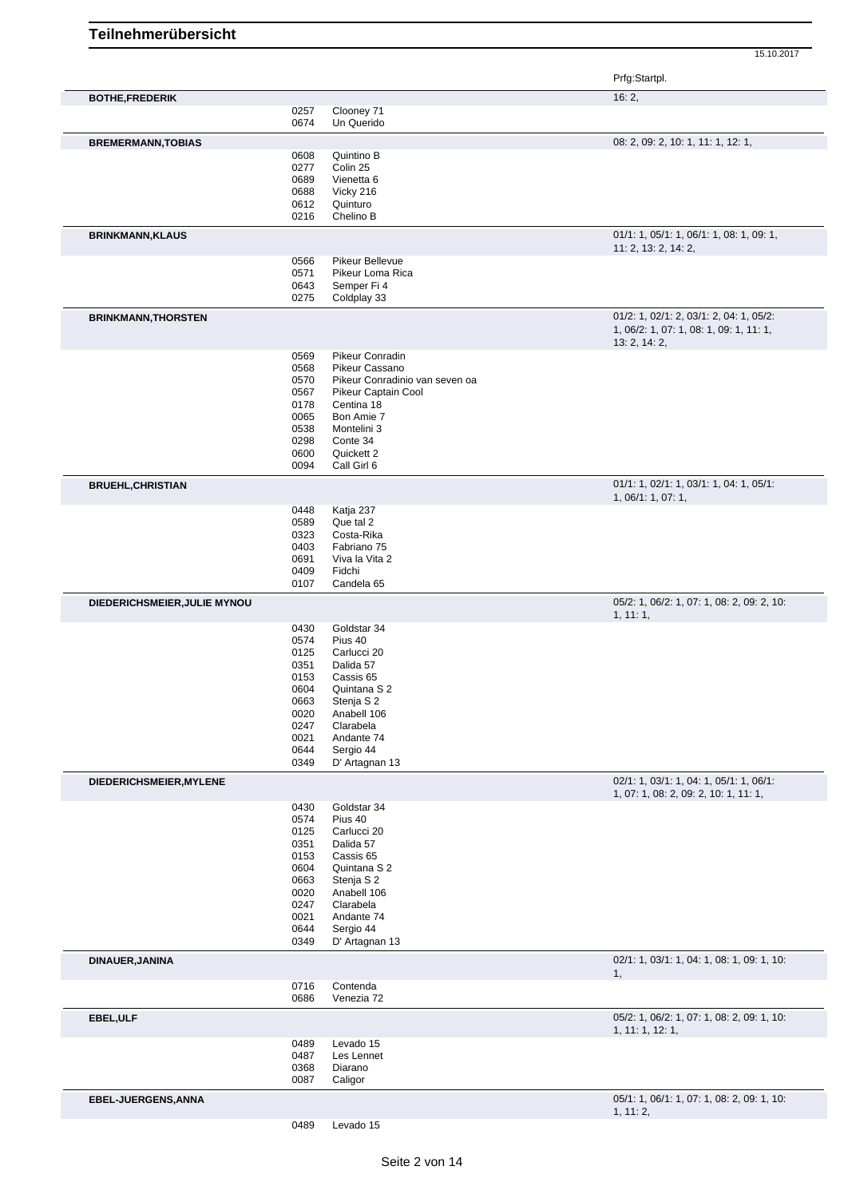# Teilnehmerübersicht

15.10.2017

Prfg:Startpl.

**BOTHE,FREDERIK** — 16: 2,

- 0257 Clooney 71
- 0674 Un Querido

**BREMERMANN,TOBIAS** — 08: 2, 09: 2, 10: 1, 11: 1, 12: 1,

- 0608 Quintino B
- 0277 Colin 25
- 0689 Vienetta 6
- 0688 Vicky 216
- 0612 Quinturo
- 0216 Chelino B

**BRINKMANN,KLAUS** — 01/1: 1, 05/1: 1, 06/1: 1, 08: 1, 09: 1, 11: 2, 13: 2, 14: 2,

- 0566 Pikeur Bellevue
- 0571 Pikeur Loma Rica
- 0643 Semper Fi 4
- 0275 Coldplay 33

**BRINKMANN,THORSTEN** — 01/2: 1, 02/1: 2, 03/1: 2, 04: 1, 05/2: 1, 06/2: 1, 07: 1, 08: 1, 09: 1, 11: 1, 13: 2, 14: 2,

- 0569 Pikeur Conradin
- 0568 Pikeur Cassano
- 0570 Pikeur Conradinio van seven oa
- 0567 Pikeur Captain Cool
- 0178 Centina 18
- 0065 Bon Amie 7
- 0538 Montelini 3
- 0298 Conte 34
- 0600 Quickett 2
- 0094 Call Girl 6

**BRUEHL,CHRISTIAN** — 01/1: 1, 02/1: 1, 03/1: 1, 04: 1, 05/1: 1, 06/1: 1, 07: 1,

- 0448 Katja 237
- 0589 Que tal 2
- 0323 Costa-Rika
- 0403 Fabriano 75
- 0691 Viva la Vita 2
- 0409 Fidchi
- 0107 Candela 65

**DIEDERICHSMEIER,JULIE MYNOU** — 05/2: 1, 06/2: 1, 07: 1, 08: 2, 09: 2, 10: 1, 11: 1,

- 0430 Goldstar 34
- 0574 Pius 40
- 0125 Carlucci 20
- 0351 Dalida 57
- 0153 Cassis 65
- 0604 Quintana S 2
- 0663 Stenja S 2
- 0020 Anabell 106
- 0247 Clarabela
- 0021 Andante 74
- 0644 Sergio 44
- 0349 D' Artagnan 13

**DIEDERICHSMEIER,MYLENE** — 02/1: 1, 03/1: 1, 04: 1, 05/1: 1, 06/1: 1, 07: 1, 08: 2, 09: 2, 10: 1, 11: 1,

- 0430 Goldstar 34
- 0574 Pius 40
- 0125 Carlucci 20
- 0351 Dalida 57
- 0153 Cassis 65
- 0604 Quintana S 2
- 0663 Stenja S 2
- 0020 Anabell 106
- 0247 Clarabela
- 0021 Andante 74
- 0644 Sergio 44
- 0349 D' Artagnan 13

**DINAUER,JANINA** — 02/1: 1, 03/1: 1, 04: 1, 08: 1, 09: 1, 10: 1,

- 0716 Contenda
- 0686 Venezia 72

**EBEL,ULF** — 05/2: 1, 06/2: 1, 07: 1, 08: 2, 09: 1, 10: 1, 11: 1, 12: 1,

- 0489 Levado 15
- 0487 Les Lennet
- 0368 Diarano
- 0087 Caligor

**EBEL-JUERGENS,ANNA** — 05/1: 1, 06/1: 1, 07: 1, 08: 2, 09: 1, 10: 1, 11: 2,

- 0489 Levado 15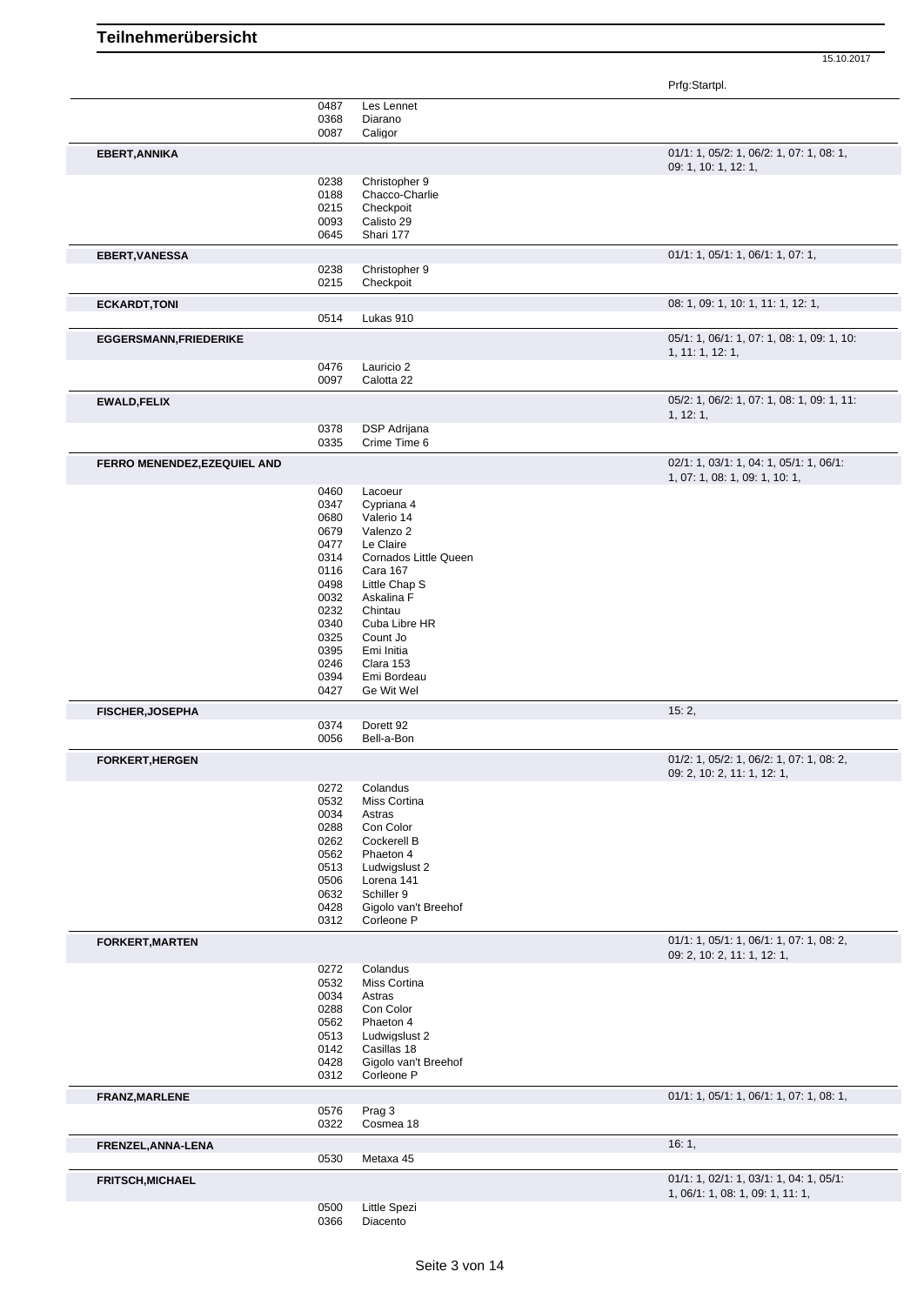Prfg:Startpl.

| | | | |
|---|---|---|---|
| | 0487 | Les Lennet | |
| | 0368 | Diarano | |
| | 0087 | Caligor | |
| **EBERT,ANNIKA** | | | 01/1: 1, 05/2: 1, 06/2: 1, 07: 1, 08: 1, 09: 1, 10: 1, 12: 1, |
| | 0238 | Christopher 9 | |
| | 0188 | Chacco-Charlie | |
| | 0215 | Checkpoit | |
| | 0093 | Calisto 29 | |
| | 0645 | Shari 177 | |
| **EBERT,VANESSA** | | | 01/1: 1, 05/1: 1, 06/1: 1, 07: 1, |
| | 0238 | Christopher 9 | |
| | 0215 | Checkpoit | |
| **ECKARDT,TONI** | | | 08: 1, 09: 1, 10: 1, 11: 1, 12: 1, |
| | 0514 | Lukas 910 | |
| **EGGERSMANN,FRIEDERIKE** | | | 05/1: 1, 06/1: 1, 07: 1, 08: 1, 09: 1, 10: 1, 11: 1, 12: 1, |
| | 0476 | Lauricio 2 | |
| | 0097 | Calotta 22 | |
| **EWALD,FELIX** | | | 05/2: 1, 06/2: 1, 07: 1, 08: 1, 09: 1, 11: 1, 12: 1, |
| | 0378 | DSP Adrijana | |
| | 0335 | Crime Time 6 | |
| **FERRO MENENDEZ,EZEQUIEL AND** | | | 02/1: 1, 03/1: 1, 04: 1, 05/1: 1, 06/1: 1, 07: 1, 08: 1, 09: 1, 10: 1, |
| | 0460 | Lacoeur | |
| | 0347 | Cypriana 4 | |
| | 0680 | Valerio 14 | |
| | 0679 | Valenzo 2 | |
| | 0477 | Le Claire | |
| | 0314 | Cornados Little Queen | |
| | 0116 | Cara 167 | |
| | 0498 | Little Chap S | |
| | 0032 | Askalina F | |
| | 0232 | Chintau | |
| | 0340 | Cuba Libre HR | |
| | 0325 | Count Jo | |
| | 0395 | Emi Initia | |
| | 0246 | Clara 153 | |
| | 0394 | Emi Bordeau | |
| | 0427 | Ge Wit Wel | |
| **FISCHER,JOSEPHA** | | | 15: 2, |
| | 0374 | Dorett 92 | |
| | 0056 | Bell-a-Bon | |
| **FORKERT,HERGEN** | | | 01/2: 1, 05/2: 1, 06/2: 1, 07: 1, 08: 2, 09: 2, 10: 2, 11: 1, 12: 1, |
| | 0272 | Colandus | |
| | 0532 | Miss Cortina | |
| | 0034 | Astras | |
| | 0288 | Con Color | |
| | 0262 | Cockerell B | |
| | 0562 | Phaeton 4 | |
| | 0513 | Ludwigslust 2 | |
| | 0506 | Lorena 141 | |
| | 0632 | Schiller 9 | |
| | 0428 | Gigolo van't Breehof | |
| | 0312 | Corleone P | |
| **FORKERT,MARTEN** | | | 01/1: 1, 05/1: 1, 06/1: 1, 07: 1, 08: 2, 09: 2, 10: 2, 11: 1, 12: 1, |
| | 0272 | Colandus | |
| | 0532 | Miss Cortina | |
| | 0034 | Astras | |
| | 0288 | Con Color | |
| | 0562 | Phaeton 4 | |
| | 0513 | Ludwigslust 2 | |
| | 0142 | Casillas 18 | |
| | 0428 | Gigolo van't Breehof | |
| | 0312 | Corleone P | |
| **FRANZ,MARLENE** | | | 01/1: 1, 05/1: 1, 06/1: 1, 07: 1, 08: 1, |
| | 0576 | Prag 3 | |
| | 0322 | Cosmea 18 | |
| **FRENZEL,ANNA-LENA** | | | 16: 1, |
| | 0530 | Metaxa 45 | |
| **FRITSCH,MICHAEL** | | | 01/1: 1, 02/1: 1, 03/1: 1, 04: 1, 05/1: 1, 06/1: 1, 08: 1, 09: 1, 11: 1, |
| | 0500 | Little Spezi | |
| | 0366 | Diacento | |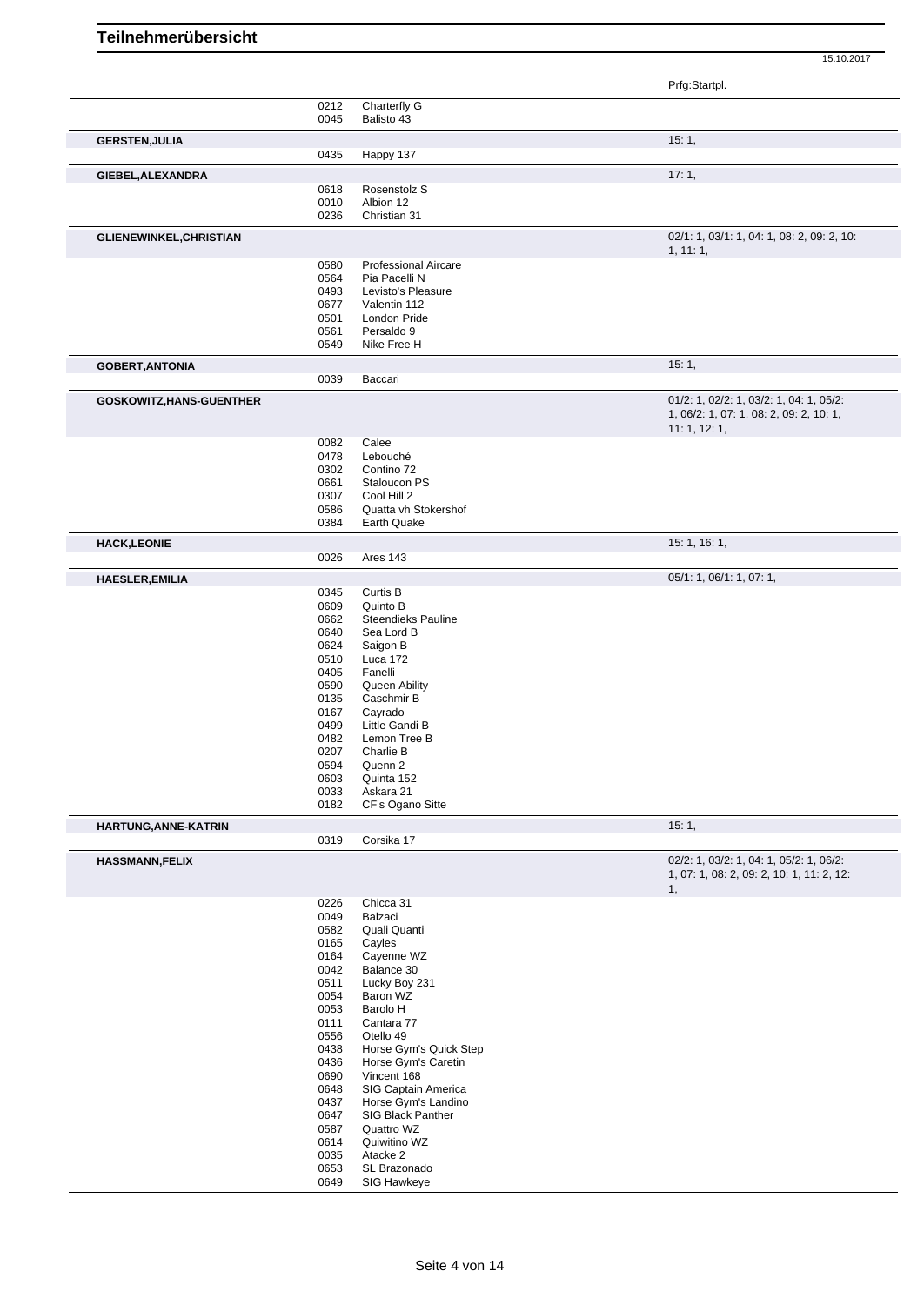# Teilnehmerübersicht

15.10.2017

| Name | Nr. | Pferd | Prfg:Startpl. |
|---|---|---|---|
| | 0212 | Charterfly G | |
| | 0045 | Balisto 43 | |
| **GERSTEN,JULIA** | | | 15: 1, |
| | 0435 | Happy 137 | |
| **GIEBEL,ALEXANDRA** | | | 17: 1, |
| | 0618 | Rosenstolz S | |
| | 0010 | Albion 12 | |
| | 0236 | Christian 31 | |
| **GLIENEWINKEL,CHRISTIAN** | | | 02/1: 1, 03/1: 1, 04: 1, 08: 2, 09: 2, 10: 1, 11: 1, |
| | 0580 | Professional Aircare | |
| | 0564 | Pia Pacelli N | |
| | 0493 | Levisto's Pleasure | |
| | 0677 | Valentin 112 | |
| | 0501 | London Pride | |
| | 0561 | Persaldo 9 | |
| | 0549 | Nike Free H | |
| **GOBERT,ANTONIA** | | | 15: 1, |
| | 0039 | Baccari | |
| **GOSKOWITZ,HANS-GUENTHER** | | | 01/2: 1, 02/2: 1, 03/2: 1, 04: 1, 05/2: 1, 06/2: 1, 07: 1, 08: 2, 09: 2, 10: 1, 11: 1, 12: 1, |
| | 0082 | Calee | |
| | 0478 | Lebouché | |
| | 0302 | Contino 72 | |
| | 0661 | Staloucon PS | |
| | 0307 | Cool Hill 2 | |
| | 0586 | Quatta vh Stokershof | |
| | 0384 | Earth Quake | |
| **HACK,LEONIE** | | | 15: 1, 16: 1, |
| | 0026 | Ares 143 | |
| **HAESLER,EMILIA** | | | 05/1: 1, 06/1: 1, 07: 1, |
| | 0345 | Curtis B | |
| | 0609 | Quinto B | |
| | 0662 | Steendieks Pauline | |
| | 0640 | Sea Lord B | |
| | 0624 | Saigon B | |
| | 0510 | Luca 172 | |
| | 0405 | Fanelli | |
| | 0590 | Queen Ability | |
| | 0135 | Caschmir B | |
| | 0167 | Cayrado | |
| | 0499 | Little Gandi B | |
| | 0482 | Lemon Tree B | |
| | 0207 | Charlie B | |
| | 0594 | Quenn 2 | |
| | 0603 | Quinta 152 | |
| | 0033 | Askara 21 | |
| | 0182 | CF's Ogano Sitte | |
| **HARTUNG,ANNE-KATRIN** | | | 15: 1, |
| | 0319 | Corsika 17 | |
| **HASSMANN,FELIX** | | | 02/2: 1, 03/2: 1, 04: 1, 05/2: 1, 06/2: 1, 07: 1, 08: 2, 09: 2, 10: 1, 11: 2, 12: 1, |
| | 0226 | Chicca 31 | |
| | 0049 | Balzaci | |
| | 0582 | Quali Quanti | |
| | 0165 | Cayles | |
| | 0164 | Cayenne WZ | |
| | 0042 | Balance 30 | |
| | 0511 | Lucky Boy 231 | |
| | 0054 | Baron WZ | |
| | 0053 | Barolo H | |
| | 0111 | Cantara 77 | |
| | 0556 | Otello 49 | |
| | 0438 | Horse Gym's Quick Step | |
| | 0436 | Horse Gym's Caretin | |
| | 0690 | Vincent 168 | |
| | 0648 | SIG Captain America | |
| | 0437 | Horse Gym's Landino | |
| | 0647 | SIG Black Panther | |
| | 0587 | Quattro WZ | |
| | 0614 | Quiwitino WZ | |
| | 0035 | Atacke 2 | |
| | 0653 | SL Brazonado | |
| | 0649 | SIG Hawkeye | |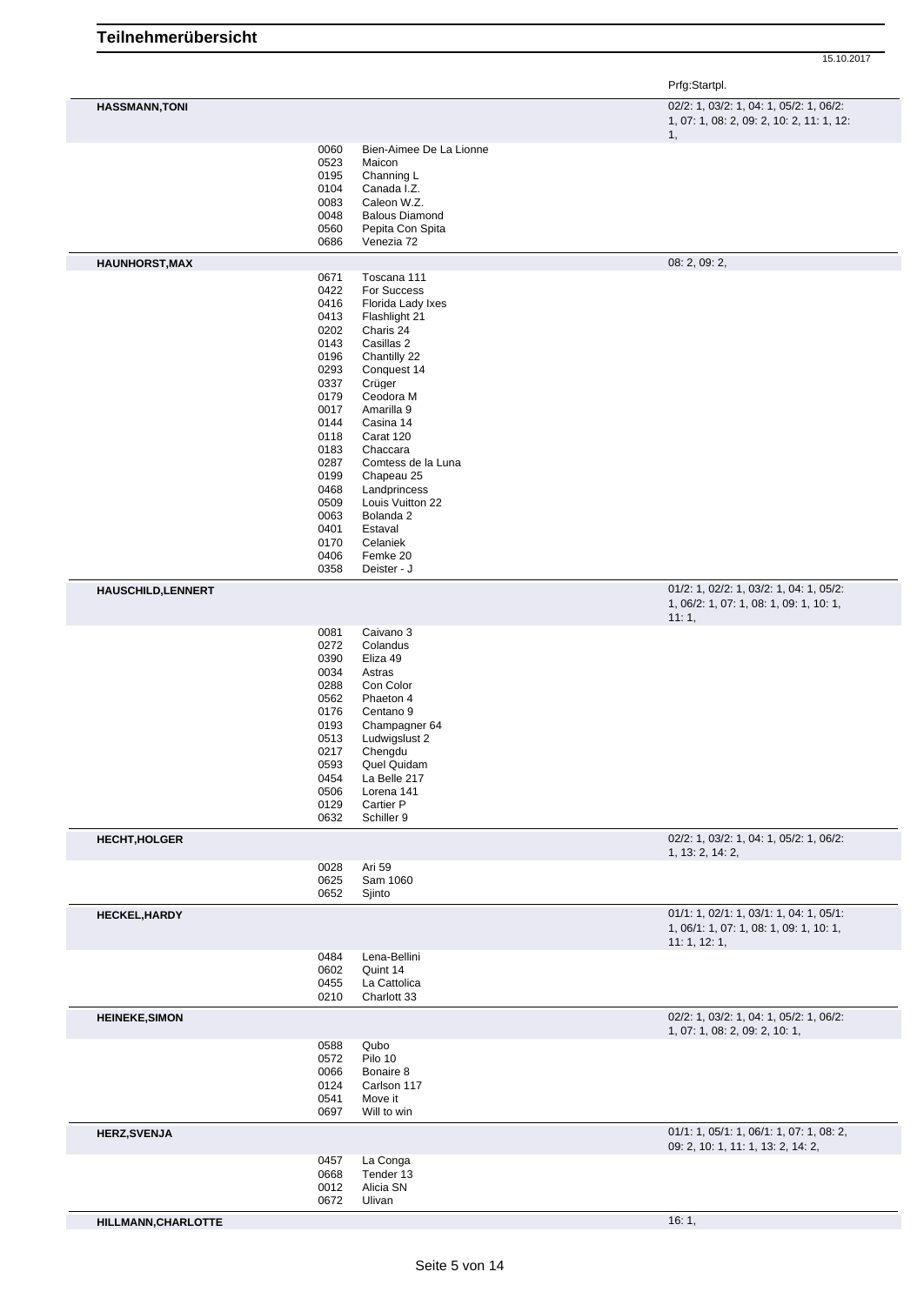# Teilnehmerübersicht

15.10.2017

Prfg:Startpl.

## HASSMANN,TONI

02/2: 1, 03/2: 1, 04: 1, 05/2: 1, 06/2: 1, 07: 1, 08: 2, 09: 2, 10: 2, 11: 1, 12: 1,

| | |
|---|---|
| 0060 | Bien-Aimee De La Lionne |
| 0523 | Maicon |
| 0195 | Channing L |
| 0104 | Canada I.Z. |
| 0083 | Caleon W.Z. |
| 0048 | Balous Diamond |
| 0560 | Pepita Con Spita |
| 0686 | Venezia 72 |

## HAUNHORST,MAX

08: 2, 09: 2,

| | |
|---|---|
| 0671 | Toscana 111 |
| 0422 | For Success |
| 0416 | Florida Lady Ixes |
| 0413 | Flashlight 21 |
| 0202 | Charis 24 |
| 0143 | Casillas 2 |
| 0196 | Chantilly 22 |
| 0293 | Conquest 14 |
| 0337 | Crüger |
| 0179 | Ceodora M |
| 0017 | Amarilla 9 |
| 0144 | Casina 14 |
| 0118 | Carat 120 |
| 0183 | Chaccara |
| 0287 | Comtess de la Luna |
| 0199 | Chapeau 25 |
| 0468 | Landprincess |
| 0509 | Louis Vuitton 22 |
| 0063 | Bolanda 2 |
| 0401 | Estaval |
| 0170 | Celaniek |
| 0406 | Femke 20 |
| 0358 | Deister - J |

## HAUSCHILD,LENNERT

01/2: 1, 02/2: 1, 03/2: 1, 04: 1, 05/2: 1, 06/2: 1, 07: 1, 08: 1, 09: 1, 10: 1, 11: 1,

| | |
|---|---|
| 0081 | Caivano 3 |
| 0272 | Colandus |
| 0390 | Eliza 49 |
| 0034 | Astras |
| 0288 | Con Color |
| 0562 | Phaeton 4 |
| 0176 | Centano 9 |
| 0193 | Champagner 64 |
| 0513 | Ludwigslust 2 |
| 0217 | Chengdu |
| 0593 | Quel Quidam |
| 0454 | La Belle 217 |
| 0506 | Lorena 141 |
| 0129 | Cartier P |
| 0632 | Schiller 9 |

## HECHT,HOLGER

02/2: 1, 03/2: 1, 04: 1, 05/2: 1, 06/2: 1, 13: 2, 14: 2,

| | |
|---|---|
| 0028 | Ari 59 |
| 0625 | Sam 1060 |
| 0652 | Sjinto |

## HECKEL,HARDY

01/1: 1, 02/1: 1, 03/1: 1, 04: 1, 05/1: 1, 06/1: 1, 07: 1, 08: 1, 09: 1, 10: 1, 11: 1, 12: 1,

| | |
|---|---|
| 0484 | Lena-Bellini |
| 0602 | Quint 14 |
| 0455 | La Cattolica |
| 0210 | Charlott 33 |

## HEINEKE,SIMON

02/2: 1, 03/2: 1, 04: 1, 05/2: 1, 06/2: 1, 07: 1, 08: 2, 09: 2, 10: 1,

| | |
|---|---|
| 0588 | Qubo |
| 0572 | Pilo 10 |
| 0066 | Bonaire 8 |
| 0124 | Carlson 117 |
| 0541 | Move it |
| 0697 | Will to win |

## HERZ,SVENJA

01/1: 1, 05/1: 1, 06/1: 1, 07: 1, 08: 2, 09: 2, 10: 1, 11: 1, 13: 2, 14: 2,

| | |
|---|---|
| 0457 | La Conga |
| 0668 | Tender 13 |
| 0012 | Alicia SN |
| 0672 | Ulivan |

## HILLMANN,CHARLOTTE

16: 1,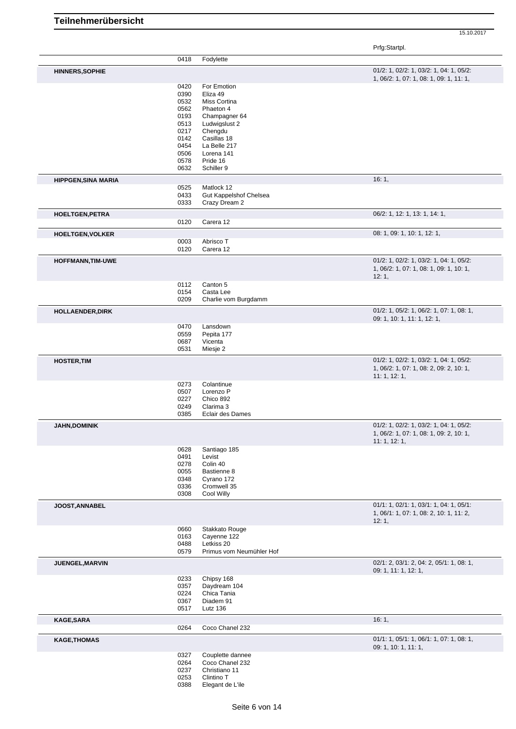# Teilnehmerübersicht

15.10.2017

| Teilnehmer | Nr. | Pferd | Prfg:Startpl. |
|---|---|---|---|
| | 0418 | Fodylette | |
| **HINNERS,SOPHIE** | | | 01/2: 1, 02/2: 1, 03/2: 1, 04: 1, 05/2: 1, 06/2: 1, 07: 1, 08: 1, 09: 1, 11: 1, |
| | 0420 | For Emotion | |
| | 0390 | Eliza 49 | |
| | 0532 | Miss Cortina | |
| | 0562 | Phaeton 4 | |
| | 0193 | Champagner 64 | |
| | 0513 | Ludwigslust 2 | |
| | 0217 | Chengdu | |
| | 0142 | Casillas 18 | |
| | 0454 | La Belle 217 | |
| | 0506 | Lorena 141 | |
| | 0578 | Pride 16 | |
| | 0632 | Schiller 9 | |
| **HIPPGEN,SINA MARIA** | | | 16: 1, |
| | 0525 | Matlock 12 | |
| | 0433 | Gut Kappelshof Chelsea | |
| | 0333 | Crazy Dream 2 | |
| **HOELTGEN,PETRA** | | | 06/2: 1, 12: 1, 13: 1, 14: 1, |
| | 0120 | Carera 12 | |
| **HOELTGEN,VOLKER** | | | 08: 1, 09: 1, 10: 1, 12: 1, |
| | 0003 | Abrisco T | |
| | 0120 | Carera 12 | |
| **HOFFMANN,TIM-UWE** | | | 01/2: 1, 02/2: 1, 03/2: 1, 04: 1, 05/2: 1, 06/2: 1, 07: 1, 08: 1, 09: 1, 10: 1, 12: 1, |
| | 0112 | Canton 5 | |
| | 0154 | Casta Lee | |
| | 0209 | Charlie vom Burgdamm | |
| **HOLLAENDER,DIRK** | | | 01/2: 1, 05/2: 1, 06/2: 1, 07: 1, 08: 1, 09: 1, 10: 1, 11: 1, 12: 1, |
| | 0470 | Lansdown | |
| | 0559 | Pepita 177 | |
| | 0687 | Vicenta | |
| | 0531 | Miesje 2 | |
| **HOSTER,TIM** | | | 01/2: 1, 02/2: 1, 03/2: 1, 04: 1, 05/2: 1, 06/2: 1, 07: 1, 08: 2, 09: 2, 10: 1, 11: 1, 12: 1, |
| | 0273 | Colantinue | |
| | 0507 | Lorenzo P | |
| | 0227 | Chico 892 | |
| | 0249 | Clarima 3 | |
| | 0385 | Eclair des Dames | |
| **JAHN,DOMINIK** | | | 01/2: 1, 02/2: 1, 03/2: 1, 04: 1, 05/2: 1, 06/2: 1, 07: 1, 08: 1, 09: 2, 10: 1, 11: 1, 12: 1, |
| | 0628 | Santiago 185 | |
| | 0491 | Levist | |
| | 0278 | Colin 40 | |
| | 0055 | Bastienne 8 | |
| | 0348 | Cyrano 172 | |
| | 0336 | Cromwell 35 | |
| | 0308 | Cool Willy | |
| **JOOST,ANNABEL** | | | 01/1: 1, 02/1: 1, 03/1: 1, 04: 1, 05/1: 1, 06/1: 1, 07: 1, 08: 2, 10: 1, 11: 2, 12: 1, |
| | 0660 | Stakkato Rouge | |
| | 0163 | Cayenne 122 | |
| | 0488 | Letkiss 20 | |
| | 0579 | Primus vom Neumühler Hof | |
| **JUENGEL,MARVIN** | | | 02/1: 2, 03/1: 2, 04: 2, 05/1: 1, 08: 1, 09: 1, 11: 1, 12: 1, |
| | 0233 | Chipsy 168 | |
| | 0357 | Daydream 104 | |
| | 0224 | Chica Tania | |
| | 0367 | Diadem 91 | |
| | 0517 | Lutz 136 | |
| **KAGE,SARA** | | | 16: 1, |
| | 0264 | Coco Chanel 232 | |
| **KAGE,THOMAS** | | | 01/1: 1, 05/1: 1, 06/1: 1, 07: 1, 08: 1, 09: 1, 10: 1, 11: 1, |
| | 0327 | Couplette dannee | |
| | 0264 | Coco Chanel 232 | |
| | 0237 | Christiano 11 | |
| | 0253 | Clintino T | |
| | 0388 | Elegant de L'ile | |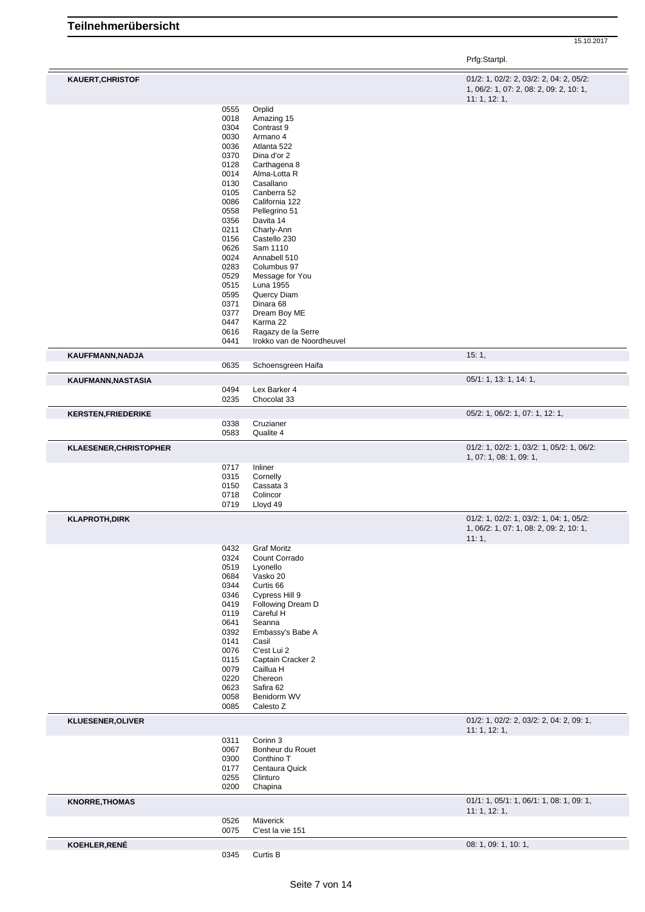# Teilnehmerübersicht

15.10.2017

Prfg:Startpl.

**KAUERT,CHRISTOF** — 01/2: 1, 02/2: 2, 03/2: 2, 04: 2, 05/2: 1, 06/2: 1, 07: 2, 08: 2, 09: 2, 10: 1, 11: 1, 12: 1,

| | |
|---|---|
| 0555 | Orplid |
| 0018 | Amazing 15 |
| 0304 | Contrast 9 |
| 0030 | Armano 4 |
| 0036 | Atlanta 522 |
| 0370 | Dina d'or 2 |
| 0128 | Carthagena 8 |
| 0014 | Alma-Lotta R |
| 0130 | Casallano |
| 0105 | Canberra 52 |
| 0086 | California 122 |
| 0558 | Pellegrino 51 |
| 0356 | Davita 14 |
| 0211 | Charly-Ann |
| 0156 | Castello 230 |
| 0626 | Sam 1110 |
| 0024 | Annabell 510 |
| 0283 | Columbus 97 |
| 0529 | Message for You |
| 0515 | Luna 1955 |
| 0595 | Quercy Diam |
| 0371 | Dinara 68 |
| 0377 | Dream Boy ME |
| 0447 | Karma 22 |
| 0616 | Ragazy de la Serre |
| 0441 | Irokko van de Noordheuvel |

**KAUFFMANN,NADJA** — 15: 1,

| | |
|---|---|
| 0635 | Schoensgreen Haifa |

**KAUFMANN,NASTASIA** — 05/1: 1, 13: 1, 14: 1,

| | |
|---|---|
| 0494 | Lex Barker 4 |
| 0235 | Chocolat 33 |

**KERSTEN,FRIEDERIKE** — 05/2: 1, 06/2: 1, 07: 1, 12: 1,

| | |
|---|---|
| 0338 | Cruzianer |
| 0583 | Qualite 4 |

**KLAESENER,CHRISTOPHER** — 01/2: 1, 02/2: 1, 03/2: 1, 05/2: 1, 06/2: 1, 07: 1, 08: 1, 09: 1,

| | |
|---|---|
| 0717 | Inliner |
| 0315 | Cornelly |
| 0150 | Cassata 3 |
| 0718 | Colincor |
| 0719 | Lloyd 49 |

**KLAPROTH,DIRK** — 01/2: 1, 02/2: 1, 03/2: 1, 04: 1, 05/2: 1, 06/2: 1, 07: 1, 08: 2, 09: 2, 10: 1, 11: 1,

| | |
|---|---|
| 0432 | Graf Moritz |
| 0324 | Count Corrado |
| 0519 | Lyonello |
| 0684 | Vasko 20 |
| 0344 | Curtis 66 |
| 0346 | Cypress Hill 9 |
| 0419 | Following Dream D |
| 0119 | Careful H |
| 0641 | Seanna |
| 0392 | Embassy's Babe A |
| 0141 | Casil |
| 0076 | C'est Lui 2 |
| 0115 | Captain Cracker 2 |
| 0079 | Caillua H |
| 0220 | Chereon |
| 0623 | Safira 62 |
| 0058 | Benidorm WV |
| 0085 | Calesto Z |

**KLUESENER,OLIVER** — 01/2: 1, 02/2: 2, 03/2: 2, 04: 2, 09: 1, 11: 1, 12: 1,

| | |
|---|---|
| 0311 | Corinn 3 |
| 0067 | Bonheur du Rouet |
| 0300 | Conthino T |
| 0177 | Centaura Quick |
| 0255 | Clinturo |
| 0200 | Chapina |

**KNORRE,THOMAS** — 01/1: 1, 05/1: 1, 06/1: 1, 08: 1, 09: 1, 11: 1, 12: 1,

| | |
|---|---|
| 0526 | Mäverick |
| 0075 | C'est la vie 151 |

**KOEHLER,RENÉ** — 08: 1, 09: 1, 10: 1,

| | |
|---|---|
| 0345 | Curtis B |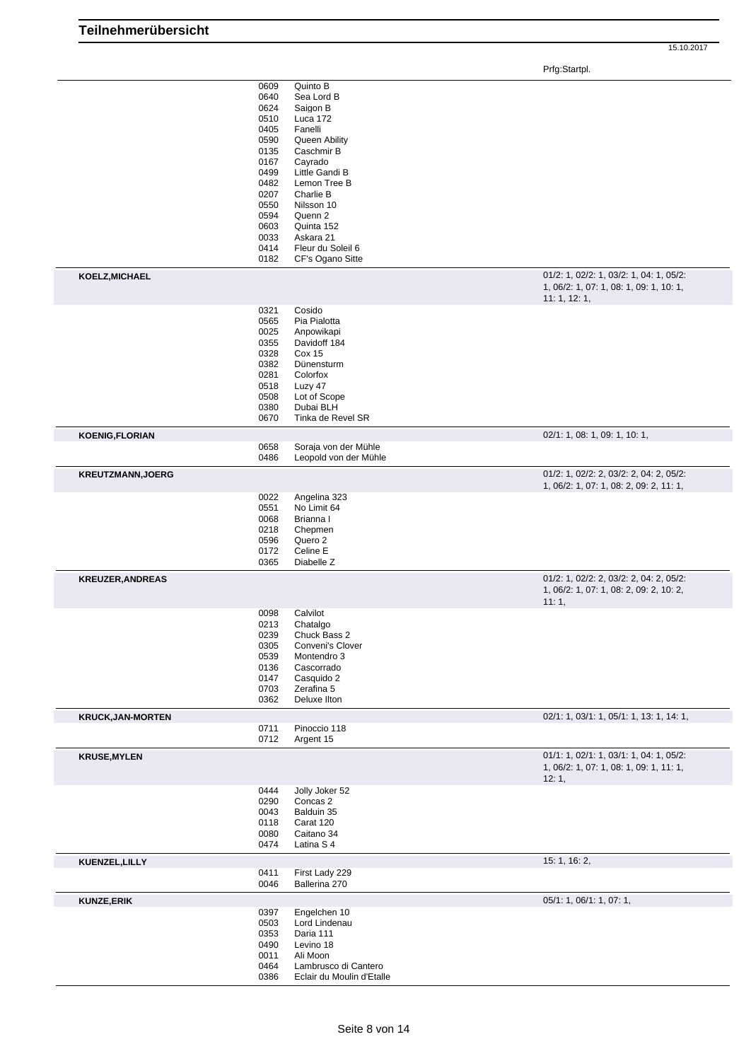# Teilnehmerübersicht

15.10.2017

| | | | Prfg:Startpl. |
|---|---|---|---|
| | 0609 | Quinto B | |
| | 0640 | Sea Lord B | |
| | 0624 | Saigon B | |
| | 0510 | Luca 172 | |
| | 0405 | Fanelli | |
| | 0590 | Queen Ability | |
| | 0135 | Caschmir B | |
| | 0167 | Cayrado | |
| | 0499 | Little Gandi B | |
| | 0482 | Lemon Tree B | |
| | 0207 | Charlie B | |
| | 0550 | Nilsson 10 | |
| | 0594 | Quenn 2 | |
| | 0603 | Quinta 152 | |
| | 0033 | Askara 21 | |
| | 0414 | Fleur du Soleil 6 | |
| | 0182 | CF's Ogano Sitte | |
| **KOELZ,MICHAEL** | | | 01/2: 1, 02/2: 1, 03/2: 1, 04: 1, 05/2: 1, 06/2: 1, 07: 1, 08: 1, 09: 1, 10: 1, 11: 1, 12: 1, |
| | 0321 | Cosido | |
| | 0565 | Pia Pialotta | |
| | 0025 | Anpowikapi | |
| | 0355 | Davidoff 184 | |
| | 0328 | Cox 15 | |
| | 0382 | Dünensturm | |
| | 0281 | Colorfox | |
| | 0518 | Luzy 47 | |
| | 0508 | Lot of Scope | |
| | 0380 | Dubai BLH | |
| | 0670 | Tinka de Revel SR | |
| **KOENIG,FLORIAN** | | | 02/1: 1, 08: 1, 09: 1, 10: 1, |
| | 0658 | Soraja von der Mühle | |
| | 0486 | Leopold von der Mühle | |
| **KREUTZMANN,JOERG** | | | 01/2: 1, 02/2: 2, 03/2: 2, 04: 2, 05/2: 1, 06/2: 1, 07: 1, 08: 2, 09: 2, 11: 1, |
| | 0022 | Angelina 323 | |
| | 0551 | No Limit 64 | |
| | 0068 | Brianna I | |
| | 0218 | Chepmen | |
| | 0596 | Quero 2 | |
| | 0172 | Celine E | |
| | 0365 | Diabelle Z | |
| **KREUZER,ANDREAS** | | | 01/2: 1, 02/2: 2, 03/2: 2, 04: 2, 05/2: 1, 06/2: 1, 07: 1, 08: 2, 09: 2, 10: 2, 11: 1, |
| | 0098 | Calvilot | |
| | 0213 | Chatalgo | |
| | 0239 | Chuck Bass 2 | |
| | 0305 | Conveni's Clover | |
| | 0539 | Montendro 3 | |
| | 0136 | Cascorrado | |
| | 0147 | Casquido 2 | |
| | 0703 | Zerafina 5 | |
| | 0362 | Deluxe Ilton | |
| **KRUCK,JAN-MORTEN** | | | 02/1: 1, 03/1: 1, 05/1: 1, 13: 1, 14: 1, |
| | 0711 | Pinoccio 118 | |
| | 0712 | Argent 15 | |
| **KRUSE,MYLEN** | | | 01/1: 1, 02/1: 1, 03/1: 1, 04: 1, 05/2: 1, 06/2: 1, 07: 1, 08: 1, 09: 1, 11: 1, 12: 1, |
| | 0444 | Jolly Joker 52 | |
| | 0290 | Concas 2 | |
| | 0043 | Balduin 35 | |
| | 0118 | Carat 120 | |
| | 0080 | Caitano 34 | |
| | 0474 | Latina S 4 | |
| **KUENZEL,LILLY** | | | 15: 1, 16: 2, |
| | 0411 | First Lady 229 | |
| | 0046 | Ballerina 270 | |
| **KUNZE,ERIK** | | | 05/1: 1, 06/1: 1, 07: 1, |
| | 0397 | Engelchen 10 | |
| | 0503 | Lord Lindenau | |
| | 0353 | Daria 111 | |
| | 0490 | Levino 18 | |
| | 0011 | Ali Moon | |
| | 0464 | Lambrusco di Cantero | |
| | 0386 | Eclair du Moulin d'Etalle | |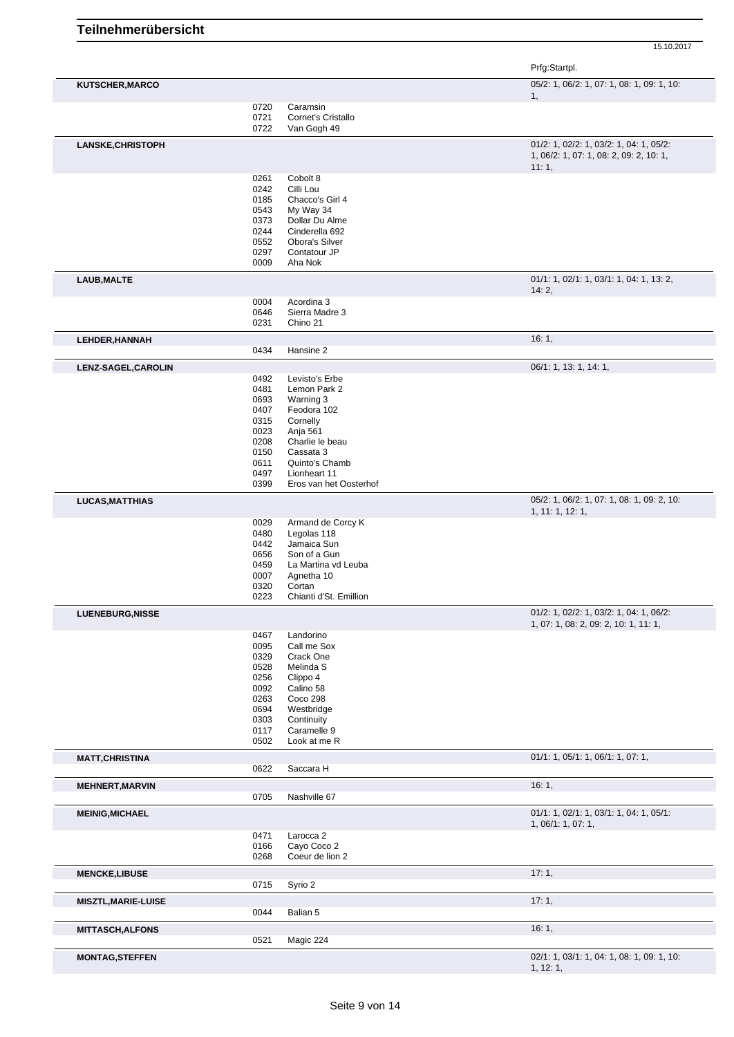# Teilnehmerübersicht

15.10.2017

Prfg:Startpl.

**KUTSCHER,MARCO** — 05/2: 1, 06/2: 1, 07: 1, 08: 1, 09: 1, 10: 1,

| | |
|---|---|
| 0720 | Caramsin |
| 0721 | Cornet's Cristallo |
| 0722 | Van Gogh 49 |

**LANSKE,CHRISTOPH** — 01/2: 1, 02/2: 1, 03/2: 1, 04: 1, 05/2: 1, 06/2: 1, 07: 1, 08: 2, 09: 2, 10: 1, 11: 1,

| | |
|---|---|
| 0261 | Cobolt 8 |
| 0242 | Cilli Lou |
| 0185 | Chacco's Girl 4 |
| 0543 | My Way 34 |
| 0373 | Dollar Du Alme |
| 0244 | Cinderella 692 |
| 0552 | Obora's Silver |
| 0297 | Contatour JP |
| 0009 | Aha Nok |

**LAUB,MALTE** — 01/1: 1, 02/1: 1, 03/1: 1, 04: 1, 13: 2, 14: 2,

| | |
|---|---|
| 0004 | Acordina 3 |
| 0646 | Sierra Madre 3 |
| 0231 | Chino 21 |

**LEHDER,HANNAH** — 16: 1,

| | |
|---|---|
| 0434 | Hansine 2 |

**LENZ-SAGEL,CAROLIN** — 06/1: 1, 13: 1, 14: 1,

| | |
|---|---|
| 0492 | Levisto's Erbe |
| 0481 | Lemon Park 2 |
| 0693 | Warning 3 |
| 0407 | Feodora 102 |
| 0315 | Cornelly |
| 0023 | Anja 561 |
| 0208 | Charlie le beau |
| 0150 | Cassata 3 |
| 0611 | Quinto's Chamb |
| 0497 | Lionheart 11 |
| 0399 | Eros van het Oosterhof |

**LUCAS,MATTHIAS** — 05/2: 1, 06/2: 1, 07: 1, 08: 1, 09: 2, 10: 1, 11: 1, 12: 1,

| | |
|---|---|
| 0029 | Armand de Corcy K |
| 0480 | Legolas 118 |
| 0442 | Jamaica Sun |
| 0656 | Son of a Gun |
| 0459 | La Martina vd Leuba |
| 0007 | Agnetha 10 |
| 0320 | Cortan |
| 0223 | Chianti d'St. Emillion |

**LUENEBURG,NISSE** — 01/2: 1, 02/2: 1, 03/2: 1, 04: 1, 06/2: 1, 07: 1, 08: 2, 09: 2, 10: 1, 11: 1,

| | |
|---|---|
| 0467 | Landorino |
| 0095 | Call me Sox |
| 0329 | Crack One |
| 0528 | Melinda S |
| 0256 | Clippo 4 |
| 0092 | Calino 58 |
| 0263 | Coco 298 |
| 0694 | Westbridge |
| 0303 | Continuity |
| 0117 | Caramelle 9 |
| 0502 | Look at me R |

**MATT,CHRISTINA** — 01/1: 1, 05/1: 1, 06/1: 1, 07: 1,

| | |
|---|---|
| 0622 | Saccara H |

**MEHNERT,MARVIN** — 16: 1,

| | |
|---|---|
| 0705 | Nashville 67 |

**MEINIG,MICHAEL** — 01/1: 1, 02/1: 1, 03/1: 1, 04: 1, 05/1: 1, 06/1: 1, 07: 1,

| | |
|---|---|
| 0471 | Larocca 2 |
| 0166 | Cayo Coco 2 |
| 0268 | Coeur de lion 2 |

**MENCKE,LIBUSE** — 17: 1,

| | |
|---|---|
| 0715 | Syrio 2 |

**MISZTL,MARIE-LUISE** — 17: 1,

| | |
|---|---|
| 0044 | Balian 5 |

**MITTASCH,ALFONS** — 16: 1,

| | |
|---|---|
| 0521 | Magic 224 |

**MONTAG,STEFFEN** — 02/1: 1, 03/1: 1, 04: 1, 08: 1, 09: 1, 10: 1, 12: 1,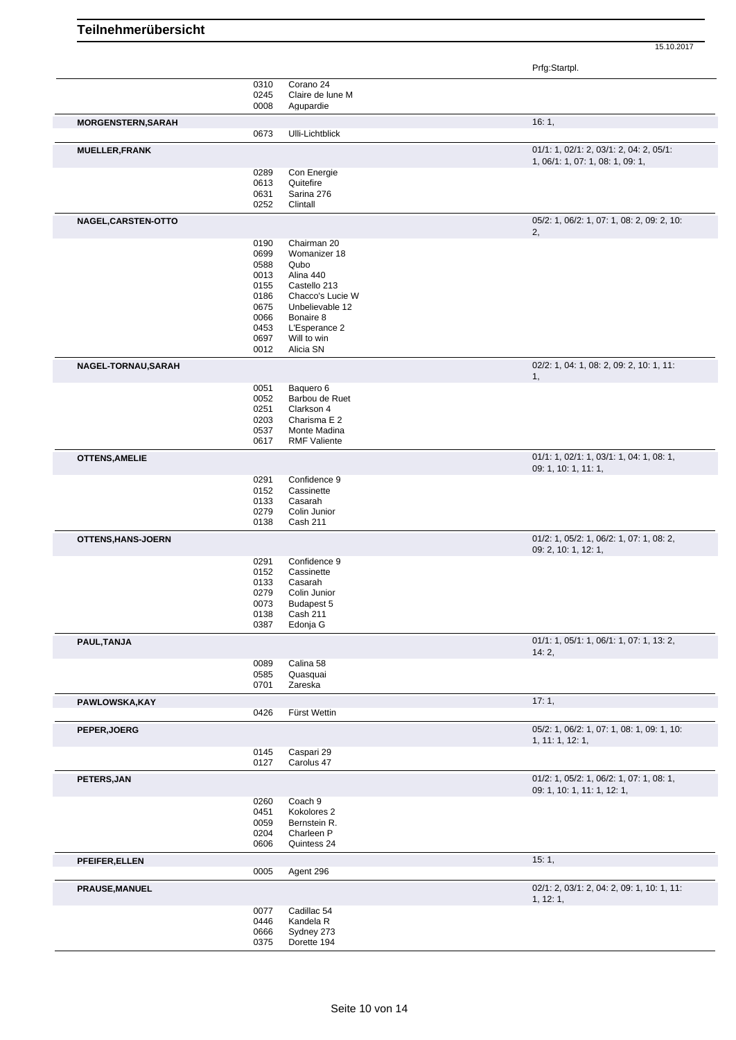# Teilnehmerübersicht

15.10.2017

| Name | Nr. | Pferd | Prfg:Startpl. |
|---|---|---|---|
| | 0310 | Corano 24 | |
| | 0245 | Claire de lune M | |
| | 0008 | Agupardie | |
| **MORGENSTERN,SARAH** | | | 16: 1, |
| | 0673 | Ulli-Lichtblick | |
| **MUELLER,FRANK** | | | 01/1: 1, 02/1: 2, 03/1: 2, 04: 2, 05/1: 1, 06/1: 1, 07: 1, 08: 1, 09: 1, |
| | 0289 | Con Energie | |
| | 0613 | Quitefire | |
| | 0631 | Sarina 276 | |
| | 0252 | Clintall | |
| **NAGEL,CARSTEN-OTTO** | | | 05/2: 1, 06/2: 1, 07: 1, 08: 2, 09: 2, 10: 2, |
| | 0190 | Chairman 20 | |
| | 0699 | Womanizer 18 | |
| | 0588 | Qubo | |
| | 0013 | Alina 440 | |
| | 0155 | Castello 213 | |
| | 0186 | Chacco's Lucie W | |
| | 0675 | Unbelievable 12 | |
| | 0066 | Bonaire 8 | |
| | 0453 | L'Esperance 2 | |
| | 0697 | Will to win | |
| | 0012 | Alicia SN | |
| **NAGEL-TORNAU,SARAH** | | | 02/2: 1, 04: 1, 08: 2, 09: 2, 10: 1, 11: 1, |
| | 0051 | Baquero 6 | |
| | 0052 | Barbou de Ruet | |
| | 0251 | Clarkson 4 | |
| | 0203 | Charisma E 2 | |
| | 0537 | Monte Madina | |
| | 0617 | RMF Valiente | |
| **OTTENS,AMELIE** | | | 01/1: 1, 02/1: 1, 03/1: 1, 04: 1, 08: 1, 09: 1, 10: 1, 11: 1, |
| | 0291 | Confidence 9 | |
| | 0152 | Cassinette | |
| | 0133 | Casarah | |
| | 0279 | Colin Junior | |
| | 0138 | Cash 211 | |
| **OTTENS,HANS-JOERN** | | | 01/2: 1, 05/2: 1, 06/2: 1, 07: 1, 08: 2, 09: 2, 10: 1, 12: 1, |
| | 0291 | Confidence 9 | |
| | 0152 | Cassinette | |
| | 0133 | Casarah | |
| | 0279 | Colin Junior | |
| | 0073 | Budapest 5 | |
| | 0138 | Cash 211 | |
| | 0387 | Edonja G | |
| **PAUL,TANJA** | | | 01/1: 1, 05/1: 1, 06/1: 1, 07: 1, 13: 2, 14: 2, |
| | 0089 | Calina 58 | |
| | 0585 | Quasquai | |
| | 0701 | Zareska | |
| **PAWLOWSKA,KAY** | | | 17: 1, |
| | 0426 | Fürst Wettin | |
| **PEPER,JOERG** | | | 05/2: 1, 06/2: 1, 07: 1, 08: 1, 09: 1, 10: 1, 11: 1, 12: 1, |
| | 0145 | Caspari 29 | |
| | 0127 | Carolus 47 | |
| **PETERS,JAN** | | | 01/2: 1, 05/2: 1, 06/2: 1, 07: 1, 08: 1, 09: 1, 10: 1, 11: 1, 12: 1, |
| | 0260 | Coach 9 | |
| | 0451 | Kokolores 2 | |
| | 0059 | Bernstein R. | |
| | 0204 | Charleen P | |
| | 0606 | Quintess 24 | |
| **PFEIFER,ELLEN** | | | 15: 1, |
| | 0005 | Agent 296 | |
| **PRAUSE,MANUEL** | | | 02/1: 2, 03/1: 2, 04: 2, 09: 1, 10: 1, 11: 1, 12: 1, |
| | 0077 | Cadillac 54 | |
| | 0446 | Kandela R | |
| | 0666 | Sydney 273 | |
| | 0375 | Dorette 194 | |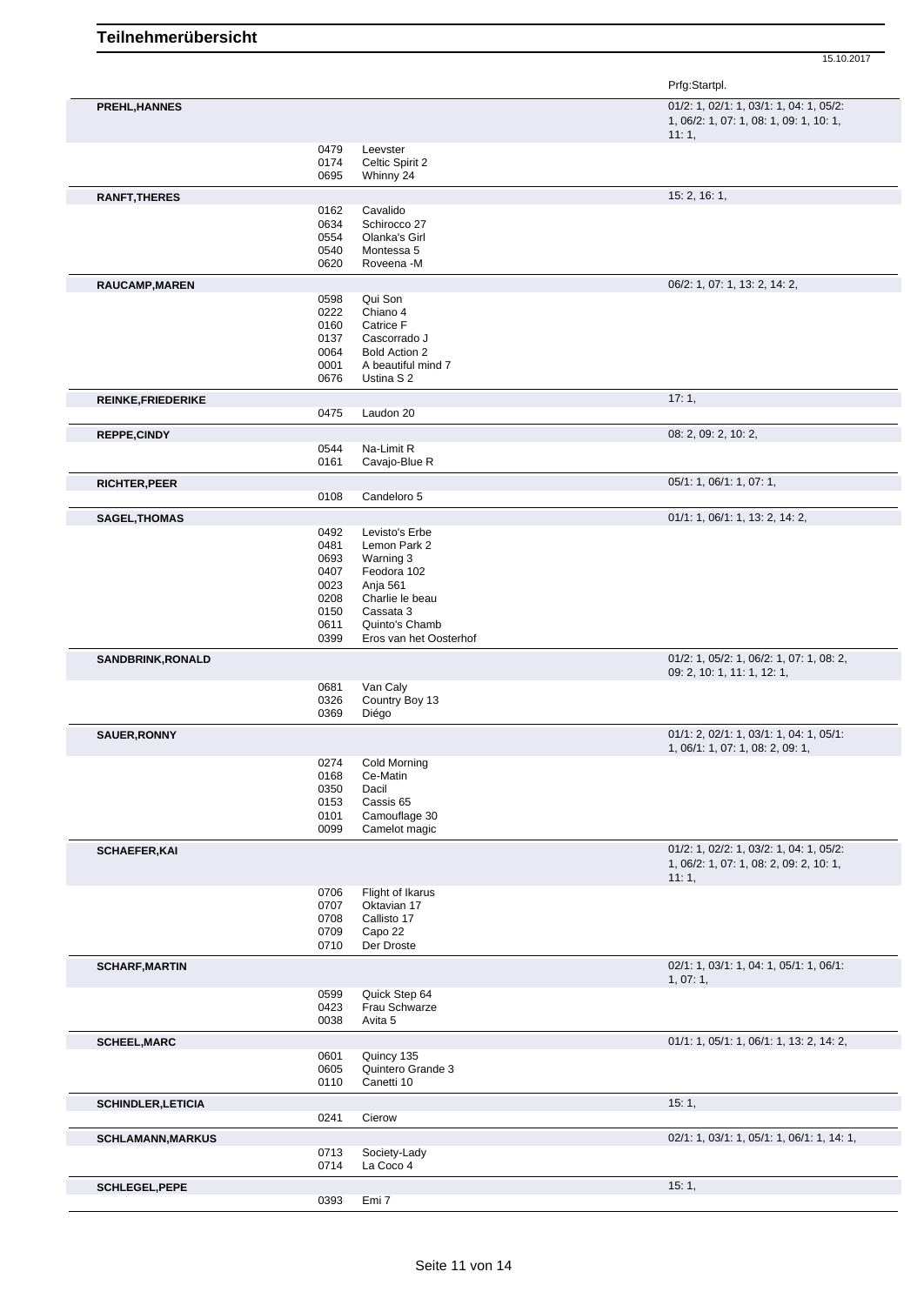# Teilnehmerübersicht

15.10.2017

| Name | Nr. | Pferd | Prfg:Startpl. |
|---|---|---|---|
| **PREHL,HANNES** | | | 01/2: 1, 02/1: 1, 03/1: 1, 04: 1, 05/2: 1, 06/2: 1, 07: 1, 08: 1, 09: 1, 10: 1, 11: 1, |
| | 0479 | Leevster | |
| | 0174 | Celtic Spirit 2 | |
| | 0695 | Whinny 24 | |
| **RANFT,THERES** | | | 15: 2, 16: 1, |
| | 0162 | Cavalido | |
| | 0634 | Schirocco 27 | |
| | 0554 | Olanka's Girl | |
| | 0540 | Montessa 5 | |
| | 0620 | Roveena -M | |
| **RAUCAMP,MAREN** | | | 06/2: 1, 07: 1, 13: 2, 14: 2, |
| | 0598 | Qui Son | |
| | 0222 | Chiano 4 | |
| | 0160 | Catrice F | |
| | 0137 | Cascorrado J | |
| | 0064 | Bold Action 2 | |
| | 0001 | A beautiful mind 7 | |
| | 0676 | Ustina S 2 | |
| **REINKE,FRIEDERIKE** | | | 17: 1, |
| | 0475 | Laudon 20 | |
| **REPPE,CINDY** | | | 08: 2, 09: 2, 10: 2, |
| | 0544 | Na-Limit R | |
| | 0161 | Cavajo-Blue R | |
| **RICHTER,PEER** | | | 05/1: 1, 06/1: 1, 07: 1, |
| | 0108 | Candeloro 5 | |
| **SAGEL,THOMAS** | | | 01/1: 1, 06/1: 1, 13: 2, 14: 2, |
| | 0492 | Levisto's Erbe | |
| | 0481 | Lemon Park 2 | |
| | 0693 | Warning 3 | |
| | 0407 | Feodora 102 | |
| | 0023 | Anja 561 | |
| | 0208 | Charlie le beau | |
| | 0150 | Cassata 3 | |
| | 0611 | Quinto's Chamb | |
| | 0399 | Eros van het Oosterhof | |
| **SANDBRINK,RONALD** | | | 01/2: 1, 05/2: 1, 06/2: 1, 07: 1, 08: 2, 09: 2, 10: 1, 11: 1, 12: 1, |
| | 0681 | Van Caly | |
| | 0326 | Country Boy 13 | |
| | 0369 | Diégo | |
| **SAUER,RONNY** | | | 01/1: 2, 02/1: 1, 03/1: 1, 04: 1, 05/1: 1, 06/1: 1, 07: 1, 08: 2, 09: 1, |
| | 0274 | Cold Morning | |
| | 0168 | Ce-Matin | |
| | 0350 | Dacil | |
| | 0153 | Cassis 65 | |
| | 0101 | Camouflage 30 | |
| | 0099 | Camelot magic | |
| **SCHAEFER,KAI** | | | 01/2: 1, 02/2: 1, 03/2: 1, 04: 1, 05/2: 1, 06/2: 1, 07: 1, 08: 2, 09: 2, 10: 1, 11: 1, |
| | 0706 | Flight of Ikarus | |
| | 0707 | Oktavian 17 | |
| | 0708 | Callisto 17 | |
| | 0709 | Capo 22 | |
| | 0710 | Der Droste | |
| **SCHARF,MARTIN** | | | 02/1: 1, 03/1: 1, 04: 1, 05/1: 1, 06/1: 1, 07: 1, |
| | 0599 | Quick Step 64 | |
| | 0423 | Frau Schwarze | |
| | 0038 | Avita 5 | |
| **SCHEEL,MARC** | | | 01/1: 1, 05/1: 1, 06/1: 1, 13: 2, 14: 2, |
| | 0601 | Quincy 135 | |
| | 0605 | Quintero Grande 3 | |
| | 0110 | Canetti 10 | |
| **SCHINDLER,LETICIA** | | | 15: 1, |
| | 0241 | Cierow | |
| **SCHLAMANN,MARKUS** | | | 02/1: 1, 03/1: 1, 05/1: 1, 06/1: 1, 14: 1, |
| | 0713 | Society-Lady | |
| | 0714 | La Coco 4 | |
| **SCHLEGEL,PEPE** | | | 15: 1, |
| | 0393 | Emi 7 | |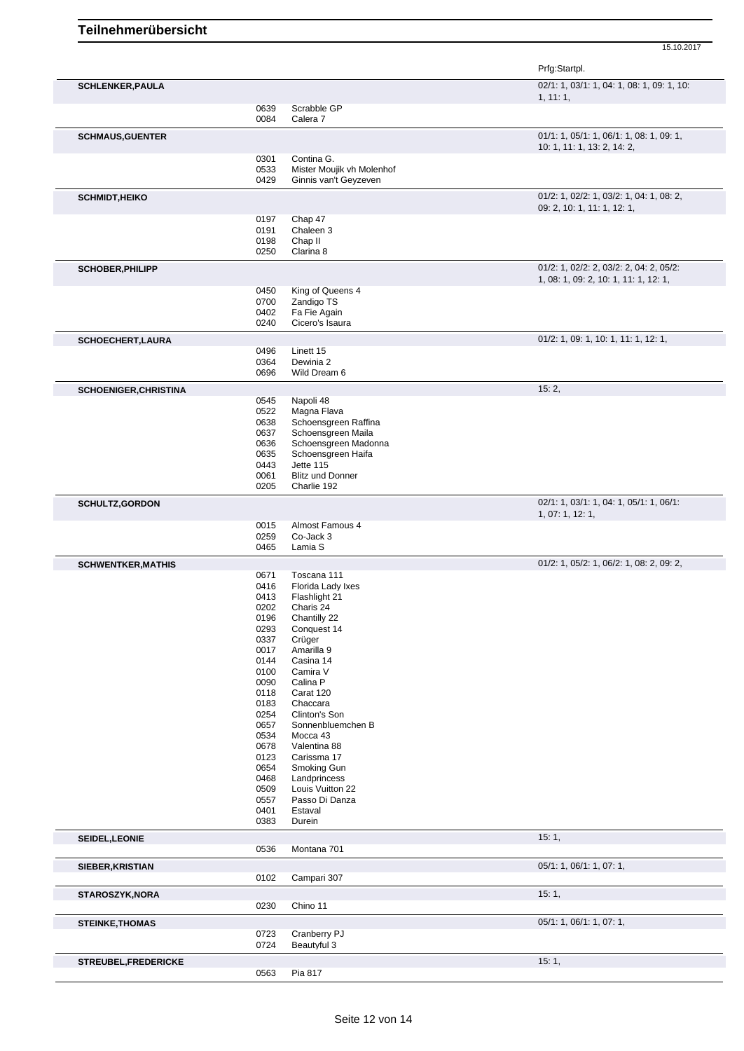# Teilnehmerübersicht

15.10.2017

| Teilnehmer | Nr. | Pferd | Prfg:Startpl. |
|---|---|---|---|
| **SCHLENKER,PAULA** | | | 02/1: 1, 03/1: 1, 04: 1, 08: 1, 09: 1, 10: 1, 11: 1, |
| | 0639 | Scrabble GP | |
| | 0084 | Calera 7 | |
| **SCHMAUS,GUENTER** | | | 01/1: 1, 05/1: 1, 06/1: 1, 08: 1, 09: 1, 10: 1, 11: 1, 13: 2, 14: 2, |
| | 0301 | Contina G. | |
| | 0533 | Mister Moujik vh Molenhof | |
| | 0429 | Ginnis van't Geyzeven | |
| **SCHMIDT,HEIKO** | | | 01/2: 1, 02/2: 1, 03/2: 1, 04: 1, 08: 2, 09: 2, 10: 1, 11: 1, 12: 1, |
| | 0197 | Chap 47 | |
| | 0191 | Chaleen 3 | |
| | 0198 | Chap II | |
| | 0250 | Clarina 8 | |
| **SCHOBER,PHILIPP** | | | 01/2: 1, 02/2: 2, 03/2: 2, 04: 2, 05/2: 1, 08: 1, 09: 2, 10: 1, 11: 1, 12: 1, |
| | 0450 | King of Queens 4 | |
| | 0700 | Zandigo TS | |
| | 0402 | Fa Fie Again | |
| | 0240 | Cicero's Isaura | |
| **SCHOECHERT,LAURA** | | | 01/2: 1, 09: 1, 10: 1, 11: 1, 12: 1, |
| | 0496 | Linett 15 | |
| | 0364 | Dewinia 2 | |
| | 0696 | Wild Dream 6 | |
| **SCHOENIGER,CHRISTINA** | | | 15: 2, |
| | 0545 | Napoli 48 | |
| | 0522 | Magna Flava | |
| | 0638 | Schoensgreen Raffina | |
| | 0637 | Schoensgreen Maila | |
| | 0636 | Schoensgreen Madonna | |
| | 0635 | Schoensgreen Haifa | |
| | 0443 | Jette 115 | |
| | 0061 | Blitz und Donner | |
| | 0205 | Charlie 192 | |
| **SCHULTZ,GORDON** | | | 02/1: 1, 03/1: 1, 04: 1, 05/1: 1, 06/1: 1, 07: 1, 12: 1, |
| | 0015 | Almost Famous 4 | |
| | 0259 | Co-Jack 3 | |
| | 0465 | Lamia S | |
| **SCHWENTKER,MATHIS** | | | 01/2: 1, 05/2: 1, 06/2: 1, 08: 2, 09: 2, |
| | 0671 | Toscana 111 | |
| | 0416 | Florida Lady Ixes | |
| | 0413 | Flashlight 21 | |
| | 0202 | Charis 24 | |
| | 0196 | Chantilly 22 | |
| | 0293 | Conquest 14 | |
| | 0337 | Crüger | |
| | 0017 | Amarilla 9 | |
| | 0144 | Casina 14 | |
| | 0100 | Camira V | |
| | 0090 | Calina P | |
| | 0118 | Carat 120 | |
| | 0183 | Chaccara | |
| | 0254 | Clinton's Son | |
| | 0657 | Sonnenbluemchen B | |
| | 0534 | Mocca 43 | |
| | 0678 | Valentina 88 | |
| | 0123 | Carissma 17 | |
| | 0654 | Smoking Gun | |
| | 0468 | Landprincess | |
| | 0509 | Louis Vuitton 22 | |
| | 0557 | Passo Di Danza | |
| | 0401 | Estaval | |
| | 0383 | Durein | |
| **SEIDEL,LEONIE** | | | 15: 1, |
| | 0536 | Montana 701 | |
| **SIEBER,KRISTIAN** | | | 05/1: 1, 06/1: 1, 07: 1, |
| | 0102 | Campari 307 | |
| **STAROSZYK,NORA** | | | 15: 1, |
| | 0230 | Chino 11 | |
| **STEINKE,THOMAS** | | | 05/1: 1, 06/1: 1, 07: 1, |
| | 0723 | Cranberry PJ | |
| | 0724 | Beautyful 3 | |
| **STREUBEL,FREDERICKE** | | | 15: 1, |
| | 0563 | Pia 817 | |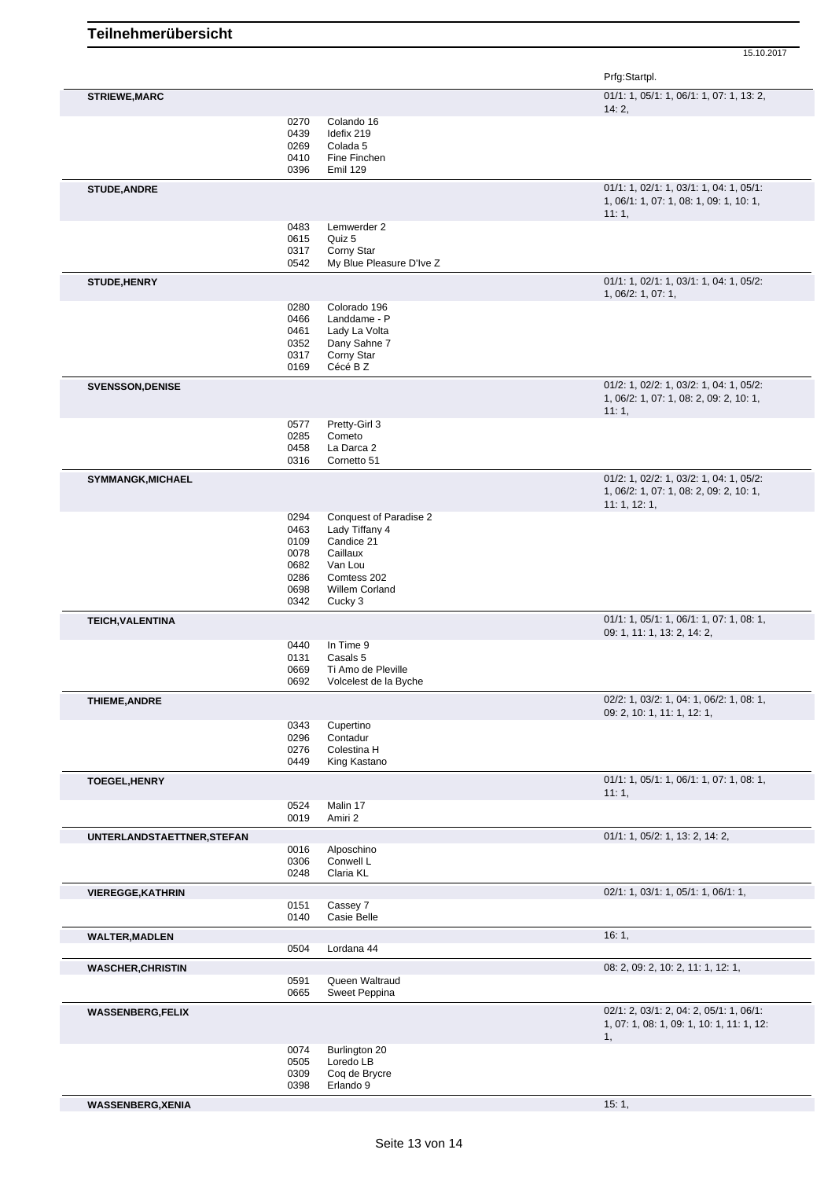# Teilnehmerübersicht

15.10.2017

| | | | Prfg:Startpl. |
|---|---|---|---|
| **STRIEWE,MARC** | | | 01/1: 1, 05/1: 1, 06/1: 1, 07: 1, 13: 2, 14: 2, |
| | 0270 | Colando 16 | |
| | 0439 | Idefix 219 | |
| | 0269 | Colada 5 | |
| | 0410 | Fine Finchen | |
| | 0396 | Emil 129 | |
| **STUDE,ANDRE** | | | 01/1: 1, 02/1: 1, 03/1: 1, 04: 1, 05/1: 1, 06/1: 1, 07: 1, 08: 1, 09: 1, 10: 1, 11: 1, |
| | 0483 | Lemwerder 2 | |
| | 0615 | Quiz 5 | |
| | 0317 | Corny Star | |
| | 0542 | My Blue Pleasure D'Ive Z | |
| **STUDE,HENRY** | | | 01/1: 1, 02/1: 1, 03/1: 1, 04: 1, 05/2: 1, 06/2: 1, 07: 1, |
| | 0280 | Colorado 196 | |
| | 0466 | Landdame - P | |
| | 0461 | Lady La Volta | |
| | 0352 | Dany Sahne 7 | |
| | 0317 | Corny Star | |
| | 0169 | Cécé B Z | |
| **SVENSSON,DENISE** | | | 01/2: 1, 02/2: 1, 03/2: 1, 04: 1, 05/2: 1, 06/2: 1, 07: 1, 08: 2, 09: 2, 10: 1, 11: 1, |
| | 0577 | Pretty-Girl 3 | |
| | 0285 | Cometo | |
| | 0458 | La Darca 2 | |
| | 0316 | Cornetto 51 | |
| **SYMMANGK,MICHAEL** | | | 01/2: 1, 02/2: 1, 03/2: 1, 04: 1, 05/2: 1, 06/2: 1, 07: 1, 08: 2, 09: 2, 10: 1, 11: 1, 12: 1, |
| | 0294 | Conquest of Paradise 2 | |
| | 0463 | Lady Tiffany 4 | |
| | 0109 | Candice 21 | |
| | 0078 | Caillaux | |
| | 0682 | Van Lou | |
| | 0286 | Comtess 202 | |
| | 0698 | Willem Corland | |
| | 0342 | Cucky 3 | |
| **TEICH,VALENTINA** | | | 01/1: 1, 05/1: 1, 06/1: 1, 07: 1, 08: 1, 09: 1, 11: 1, 13: 2, 14: 2, |
| | 0440 | In Time 9 | |
| | 0131 | Casals 5 | |
| | 0669 | Ti Amo de Pleville | |
| | 0692 | Volcelest de la Byche | |
| **THIEME,ANDRE** | | | 02/2: 1, 03/2: 1, 04: 1, 06/2: 1, 08: 1, 09: 2, 10: 1, 11: 1, 12: 1, |
| | 0343 | Cupertino | |
| | 0296 | Contadur | |
| | 0276 | Colestina H | |
| | 0449 | King Kastano | |
| **TOEGEL,HENRY** | | | 01/1: 1, 05/1: 1, 06/1: 1, 07: 1, 08: 1, 11: 1, |
| | 0524 | Malin 17 | |
| | 0019 | Amiri 2 | |
| **UNTERLANDSTAETTNER,STEFAN** | | | 01/1: 1, 05/2: 1, 13: 2, 14: 2, |
| | 0016 | Alposchino | |
| | 0306 | Conwell L | |
| | 0248 | Claria KL | |
| **VIEREGGE,KATHRIN** | | | 02/1: 1, 03/1: 1, 05/1: 1, 06/1: 1, |
| | 0151 | Cassey 7 | |
| | 0140 | Casie Belle | |
| **WALTER,MADLEN** | | | 16: 1, |
| | 0504 | Lordana 44 | |
| **WASCHER,CHRISTIN** | | | 08: 2, 09: 2, 10: 2, 11: 1, 12: 1, |
| | 0591 | Queen Waltraud | |
| | 0665 | Sweet Peppina | |
| **WASSENBERG,FELIX** | | | 02/1: 2, 03/1: 2, 04: 2, 05/1: 1, 06/1: 1, 07: 1, 08: 1, 09: 1, 10: 1, 11: 1, 12: 1, |
| | 0074 | Burlington 20 | |
| | 0505 | Loredo LB | |
| | 0309 | Coq de Brycre | |
| | 0398 | Erlando 9 | |
| **WASSENBERG,XENIA** | | | 15: 1, |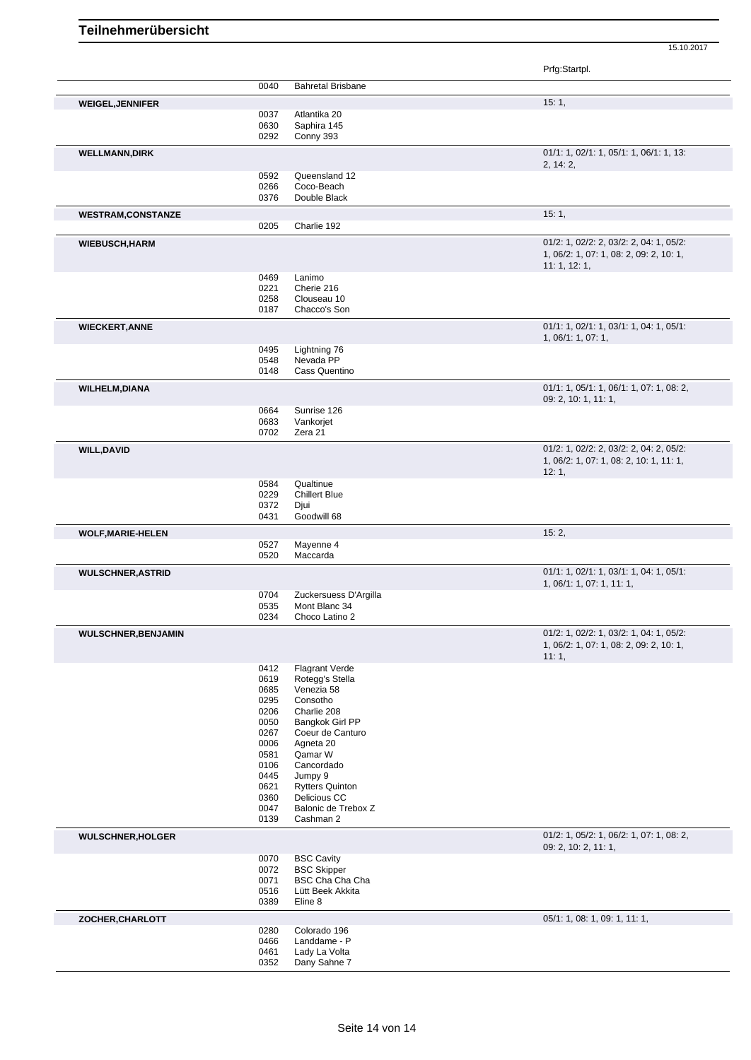# Teilnehmerübersicht

15.10.2017

| | | | Prfg:Startpl. |
|---|---|---|---|
| | 0040 | Bahretal Brisbane | |
| **WEIGEL,JENNIFER** | | | 15: 1, |
| | 0037 | Atlantika 20 | |
| | 0630 | Saphira 145 | |
| | 0292 | Conny 393 | |
| **WELLMANN,DIRK** | | | 01/1: 1, 02/1: 1, 05/1: 1, 06/1: 1, 13: 2, 14: 2, |
| | 0592 | Queensland 12 | |
| | 0266 | Coco-Beach | |
| | 0376 | Double Black | |
| **WESTRAM,CONSTANZE** | | | 15: 1, |
| | 0205 | Charlie 192 | |
| **WIEBUSCH,HARM** | | | 01/2: 1, 02/2: 2, 03/2: 2, 04: 1, 05/2: 1, 06/2: 1, 07: 1, 08: 2, 09: 2, 10: 1, 11: 1, 12: 1, |
| | 0469 | Lanimo | |
| | 0221 | Cherie 216 | |
| | 0258 | Clouseau 10 | |
| | 0187 | Chacco's Son | |
| **WIECKERT,ANNE** | | | 01/1: 1, 02/1: 1, 03/1: 1, 04: 1, 05/1: 1, 06/1: 1, 07: 1, |
| | 0495 | Lightning 76 | |
| | 0548 | Nevada PP | |
| | 0148 | Cass Quentino | |
| **WILHELM,DIANA** | | | 01/1: 1, 05/1: 1, 06/1: 1, 07: 1, 08: 2, 09: 2, 10: 1, 11: 1, |
| | 0664 | Sunrise 126 | |
| | 0683 | Vankorjet | |
| | 0702 | Zera 21 | |
| **WILL,DAVID** | | | 01/2: 1, 02/2: 2, 03/2: 2, 04: 2, 05/2: 1, 06/2: 1, 07: 1, 08: 2, 10: 1, 11: 1, 12: 1, |
| | 0584 | Qualtinue | |
| | 0229 | Chillert Blue | |
| | 0372 | Djui | |
| | 0431 | Goodwill 68 | |
| **WOLF,MARIE-HELEN** | | | 15: 2, |
| | 0527 | Mayenne 4 | |
| | 0520 | Maccarda | |
| **WULSCHNER,ASTRID** | | | 01/1: 1, 02/1: 1, 03/1: 1, 04: 1, 05/1: 1, 06/1: 1, 07: 1, 11: 1, |
| | 0704 | Zuckersuess D'Argilla | |
| | 0535 | Mont Blanc 34 | |
| | 0234 | Choco Latino 2 | |
| **WULSCHNER,BENJAMIN** | | | 01/2: 1, 02/2: 1, 03/2: 1, 04: 1, 05/2: 1, 06/2: 1, 07: 1, 08: 2, 09: 2, 10: 1, 11: 1, |
| | 0412 | Flagrant Verde | |
| | 0619 | Rotegg's Stella | |
| | 0685 | Venezia 58 | |
| | 0295 | Consotho | |
| | 0206 | Charlie 208 | |
| | 0050 | Bangkok Girl PP | |
| | 0267 | Coeur de Canturo | |
| | 0006 | Agneta 20 | |
| | 0581 | Qamar W | |
| | 0106 | Cancordado | |
| | 0445 | Jumpy 9 | |
| | 0621 | Rytters Quinton | |
| | 0360 | Delicious CC | |
| | 0047 | Balonic de Trebox Z | |
| | 0139 | Cashman 2 | |
| **WULSCHNER,HOLGER** | | | 01/2: 1, 05/2: 1, 06/2: 1, 07: 1, 08: 2, 09: 2, 10: 2, 11: 1, |
| | 0070 | BSC Cavity | |
| | 0072 | BSC Skipper | |
| | 0071 | BSC Cha Cha Cha | |
| | 0516 | Lütt Beek Akkita | |
| | 0389 | Eline 8 | |
| **ZOCHER,CHARLOTT** | | | 05/1: 1, 08: 1, 09: 1, 11: 1, |
| | 0280 | Colorado 196 | |
| | 0466 | Landdame - P | |
| | 0461 | Lady La Volta | |
| | 0352 | Dany Sahne 7 | |